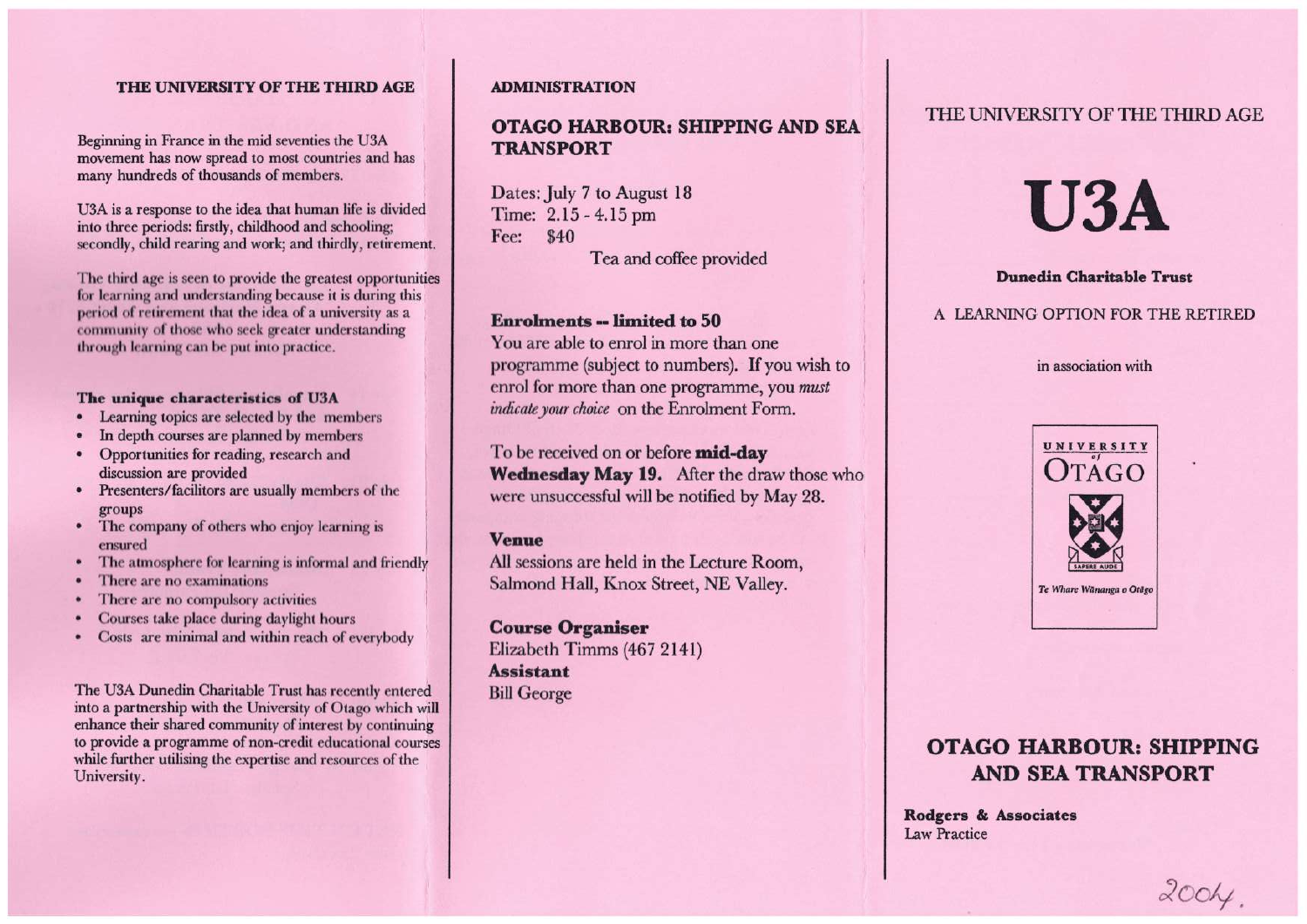## THE UNIVERSITY OF THE THIRD AGE

Beginning in France in the mid seventies the U3A movement has now spread to most countries and has many hundreds of thousands of members.

U3A is a response to the idea that human life is divided into three periods: firstly, childhood and schooling; secondly, child rearing and work; and thirdly, retirement.

The third age is seen to provide the greatest opportunities for learning and understanding because it is during this period of retirement that the idea of a university as a community of those who seek greater understanding through learning can be put into practice.

**The unique characteristics of U3A**

- Learning topics are selected by the members
- In depth courses are planned by members
- Opportunities for reading, research and discussion are provided
- Presenters/facilitors are usually members of the groups
- The company of others who enjoy learning is ensured
- The atmosphere for learning is informal and friendly
- There are no examinations
- There are no compulsory activities
- Courses take place during daylight hours
- Costs are minimal and within reach of everybody

The U3A Dunedin Charitable Trust has recently entered into a partnership with the University of Otago which will enhance their shared community of interest by continuing to provide a programme of non-credit educational courses while further utilising the expertise and resources of the University.

## ADMINISTRATION

### OTAGO HARBOUR: SHIPPING AND SEA TRANSPORT

Dates: July 7 to August 18
Time: 2.15 - 4.15 pm
Fee: $40
Tea and coffee provided

**Enrolments -- limited to 50**
You are able to enrol in more than one programme (subject to numbers). If you wish to enrol for more than one programme, you *must indicate your choice* on the Enrolment Form.

To be received on or before **mid-day Wednesday May 19.** After the draw those who were unsuccessful will be notified by May 28.

**Venue**
All sessions are held in the Lecture Room, Salmond Hall, Knox Street, NE Valley.

**Course Organiser**
Elizabeth Timms (467 2141)
**Assistant**
Bill George

THE UNIVERSITY OF THE THIRD AGE

# U3A

**Dunedin Charitable Trust**

A LEARNING OPTION FOR THE RETIRED

in association with

UNIVERSITY of OTAGO
SAPERE AUDE
Te Whare Wānanga o Otāgo

## OTAGO HARBOUR: SHIPPING AND SEA TRANSPORT

**Rodgers & Associates**
Law Practice

2004.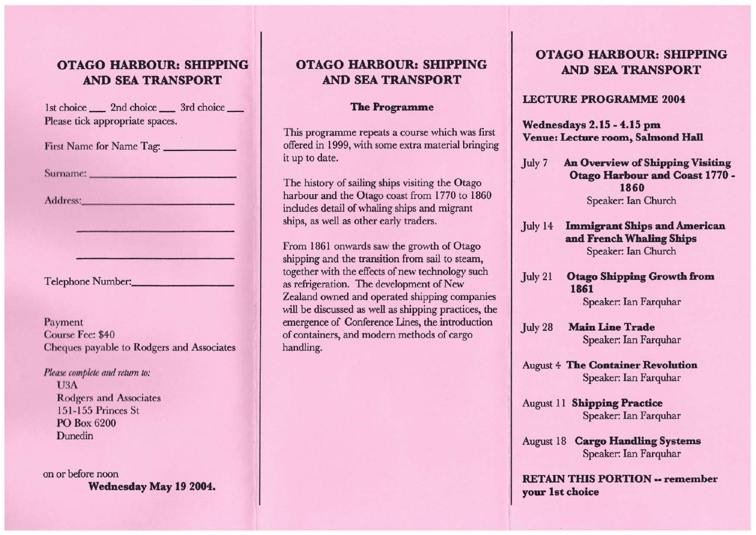## OTAGO HARBOUR: SHIPPING AND SEA TRANSPORT

1st choice ___ 2nd choice ___ 3rd choice ___
Please tick appropriate spaces.

First Name for Name Tag: ____________

Surname: ____________________

Address: ____________________

____________________

____________________

Telephone Number: ____________

Payment
Course Fee: $40
Cheques payable to Rodgers and Associates

*Please complete and return to:*
U3A
Rodgers and Associates
151-155 Princes St
PO Box 6200
Dunedin

on or before noon
**Wednesday May 19 2004.**

## OTAGO HARBOUR: SHIPPING AND SEA TRANSPORT

### The Programme

This programme repeats a course which was first offered in 1999, with some extra material bringing it up to date.

The history of sailing ships visiting the Otago harbour and the Otago coast from 1770 to 1860 includes detail of whaling ships and migrant ships, as well as other early traders.

From 1861 onwards saw the growth of Otago shipping and the transition from sail to steam, together with the effects of new technology such as refrigeration. The development of New Zealand owned and operated shipping companies will be discussed as well as shipping practices, the emergence of Conference Lines, the introduction of containers, and modern methods of cargo handling.

## OTAGO HARBOUR: SHIPPING AND SEA TRANSPORT

**LECTURE PROGRAMME 2004**

**Wednesdays 2.15 - 4.15 pm**
**Venue: Lecture room, Salmond Hall**

July 7 **An Overview of Shipping Visiting Otago Harbour and Coast 1770 - 1860**
Speaker: Ian Church

July 14 **Immigrant Ships and American and French Whaling Ships**
Speaker: Ian Church

July 21 **Otago Shipping Growth from 1861**
Speaker: Ian Farquhar

July 28 **Main Line Trade**
Speaker: Ian Farquhar

August 4 **The Container Revolution**
Speaker: Ian Farquhar

August 11 **Shipping Practice**
Speaker: Ian Farquhar

August 18 **Cargo Handling Systems**
Speaker: Ian Farquhar

**RETAIN THIS PORTION -- remember your 1st choice**